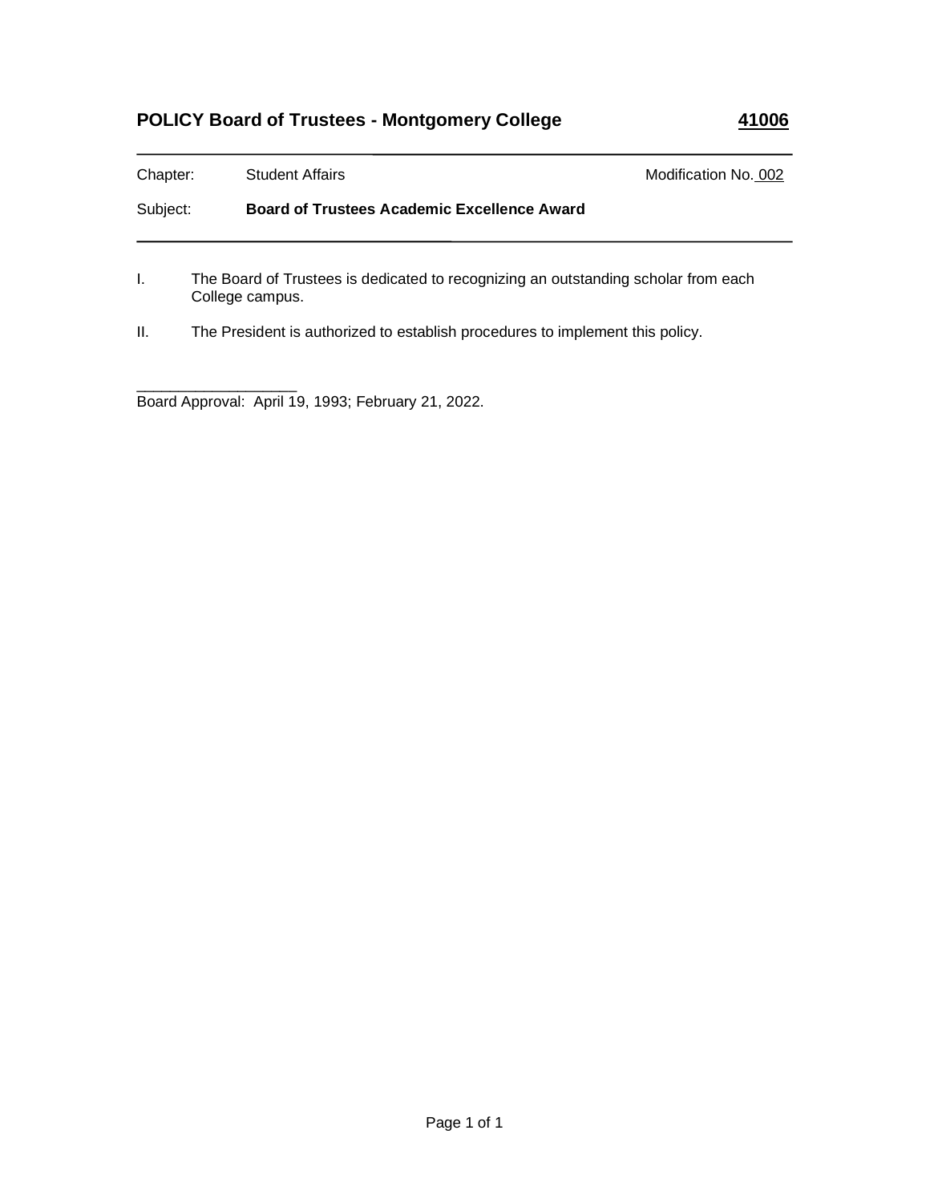# POLICY Board of Trustees - Montgomery College **41006**

---

Chapter: Student Affairs Modification No. 002

Subject: **Board of Trustees Academic Excellence Award**

---

I. The Board of Trustees is dedicated to recognizing an outstanding scholar from each College campus.

II. The President is authorized to establish procedures to implement this policy.

\_\_\_\_\_\_\_\_\_\_\_\_\_\_\_\_\_\_\_

Board Approval: April 19, 1993; February 21, 2022.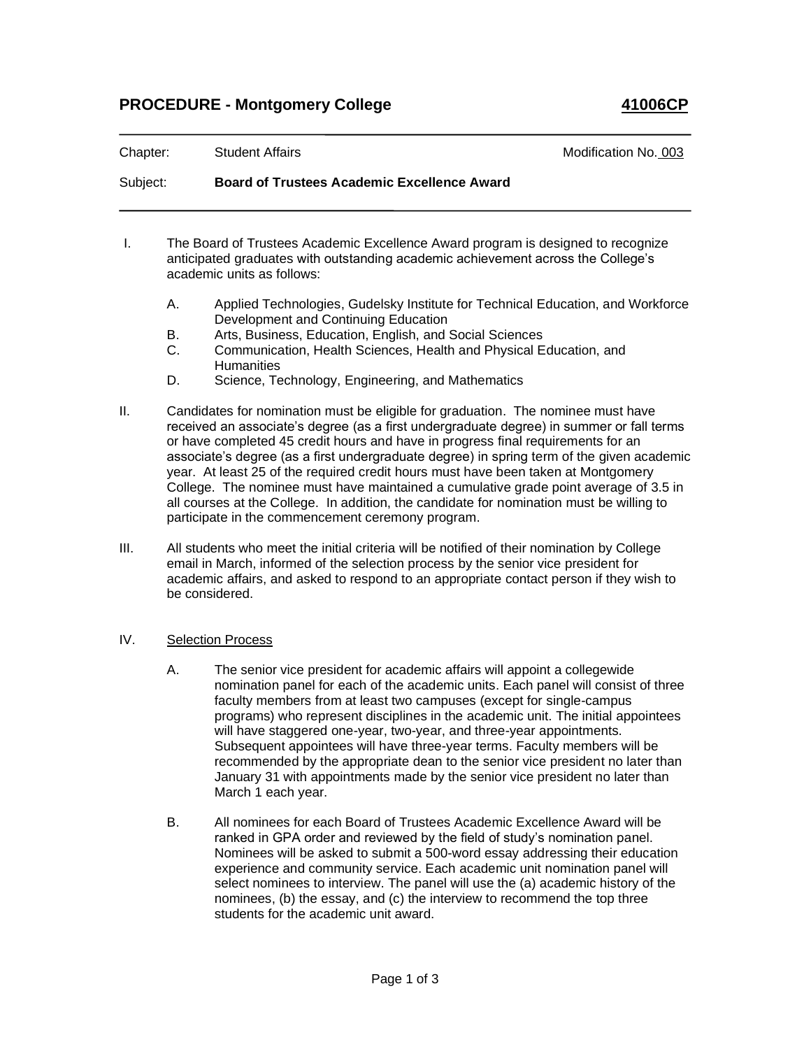# PROCEDURE - Montgomery College **41006CP**

Chapter: Student Affairs Modification No. 003

Subject: **Board of Trustees Academic Excellence Award**

I. The Board of Trustees Academic Excellence Award program is designed to recognize anticipated graduates with outstanding academic achievement across the College's academic units as follows:

   A. Applied Technologies, Gudelsky Institute for Technical Education, and Workforce Development and Continuing Education
   B. Arts, Business, Education, English, and Social Sciences
   C. Communication, Health Sciences, Health and Physical Education, and Humanities
   D. Science, Technology, Engineering, and Mathematics

II. Candidates for nomination must be eligible for graduation. The nominee must have received an associate's degree (as a first undergraduate degree) in summer or fall terms or have completed 45 credit hours and have in progress final requirements for an associate's degree (as a first undergraduate degree) in spring term of the given academic year. At least 25 of the required credit hours must have been taken at Montgomery College. The nominee must have maintained a cumulative grade point average of 3.5 in all courses at the College. In addition, the candidate for nomination must be willing to participate in the commencement ceremony program.

III. All students who meet the initial criteria will be notified of their nomination by College email in March, informed of the selection process by the senior vice president for academic affairs, and asked to respond to an appropriate contact person if they wish to be considered.

IV. Selection Process

   A. The senior vice president for academic affairs will appoint a collegewide nomination panel for each of the academic units. Each panel will consist of three faculty members from at least two campuses (except for single-campus programs) who represent disciplines in the academic unit. The initial appointees will have staggered one-year, two-year, and three-year appointments. Subsequent appointees will have three-year terms. Faculty members will be recommended by the appropriate dean to the senior vice president no later than January 31 with appointments made by the senior vice president no later than March 1 each year.

   B. All nominees for each Board of Trustees Academic Excellence Award will be ranked in GPA order and reviewed by the field of study's nomination panel. Nominees will be asked to submit a 500-word essay addressing their education experience and community service. Each academic unit nomination panel will select nominees to interview. The panel will use the (a) academic history of the nominees, (b) the essay, and (c) the interview to recommend the top three students for the academic unit award.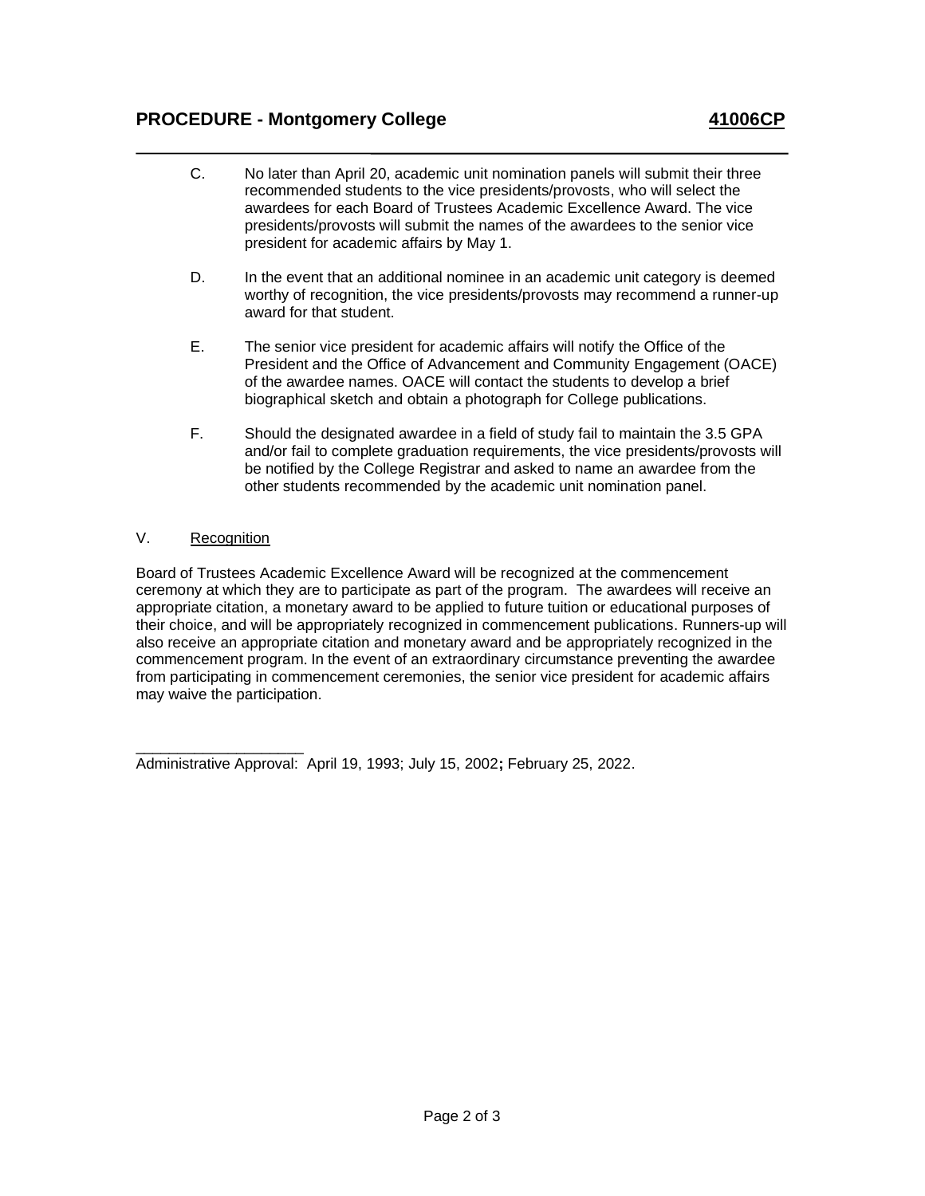C. No later than April 20, academic unit nomination panels will submit their three recommended students to the vice presidents/provosts, who will select the awardees for each Board of Trustees Academic Excellence Award. The vice presidents/provosts will submit the names of the awardees to the senior vice president for academic affairs by May 1.

D. In the event that an additional nominee in an academic unit category is deemed worthy of recognition, the vice presidents/provosts may recommend a runner-up award for that student.

E. The senior vice president for academic affairs will notify the Office of the President and the Office of Advancement and Community Engagement (OACE) of the awardee names. OACE will contact the students to develop a brief biographical sketch and obtain a photograph for College publications.

F. Should the designated awardee in a field of study fail to maintain the 3.5 GPA and/or fail to complete graduation requirements, the vice presidents/provosts will be notified by the College Registrar and asked to name an awardee from the other students recommended by the academic unit nomination panel.

V. Recognition

Board of Trustees Academic Excellence Award will be recognized at the commencement ceremony at which they are to participate as part of the program. The awardees will receive an appropriate citation, a monetary award to be applied to future tuition or educational purposes of their choice, and will be appropriately recognized in commencement publications. Runners-up will also receive an appropriate citation and monetary award and be appropriately recognized in the commencement program. In the event of an extraordinary circumstance preventing the awardee from participating in commencement ceremonies, the senior vice president for academic affairs may waive the participation.

---

Administrative Approval: April 19, 1993; July 15, 2002**;** February 25, 2022.